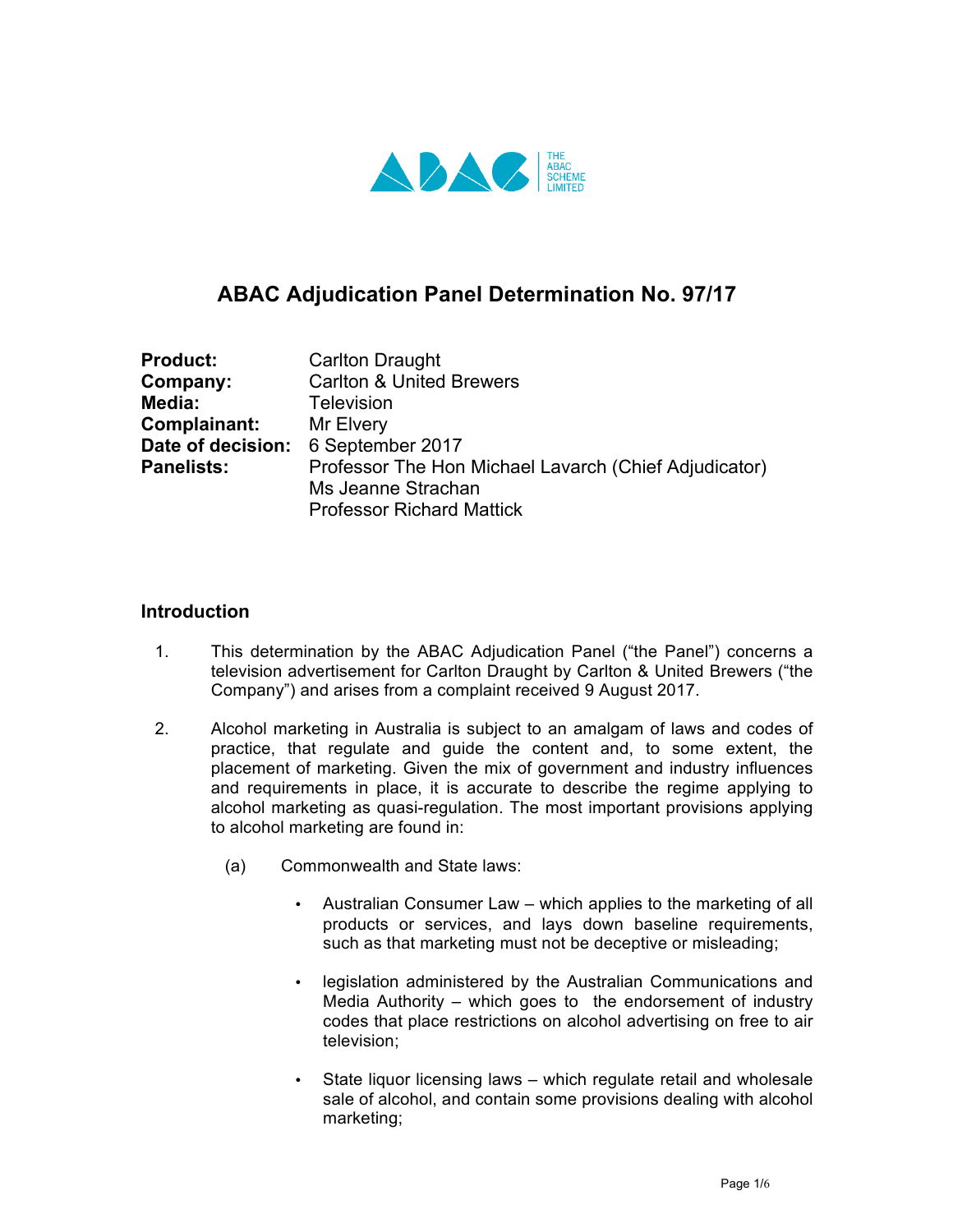THE ABAC SCHEME LIMITED

# ABAC Adjudication Panel Determination No. 97/17

| | |
|---|---|
| **Product:** | Carlton Draught |
| **Company:** | Carlton & United Brewers |
| **Media:** | Television |
| **Complainant:** | Mr Elvery |
| **Date of decision:** | 6 September 2017 |
| **Panelists:** | Professor The Hon Michael Lavarch (Chief Adjudicator)<br>Ms Jeanne Strachan<br>Professor Richard Mattick |

## Introduction

1. This determination by the ABAC Adjudication Panel ("the Panel") concerns a television advertisement for Carlton Draught by Carlton & United Brewers ("the Company") and arises from a complaint received 9 August 2017.

2. Alcohol marketing in Australia is subject to an amalgam of laws and codes of practice, that regulate and guide the content and, to some extent, the placement of marketing. Given the mix of government and industry influences and requirements in place, it is accurate to describe the regime applying to alcohol marketing as quasi-regulation. The most important provisions applying to alcohol marketing are found in:

   (a) Commonwealth and State laws:

   - Australian Consumer Law – which applies to the marketing of all products or services, and lays down baseline requirements, such as that marketing must not be deceptive or misleading;
   - legislation administered by the Australian Communications and Media Authority – which goes to the endorsement of industry codes that place restrictions on alcohol advertising on free to air television;
   - State liquor licensing laws – which regulate retail and wholesale sale of alcohol, and contain some provisions dealing with alcohol marketing;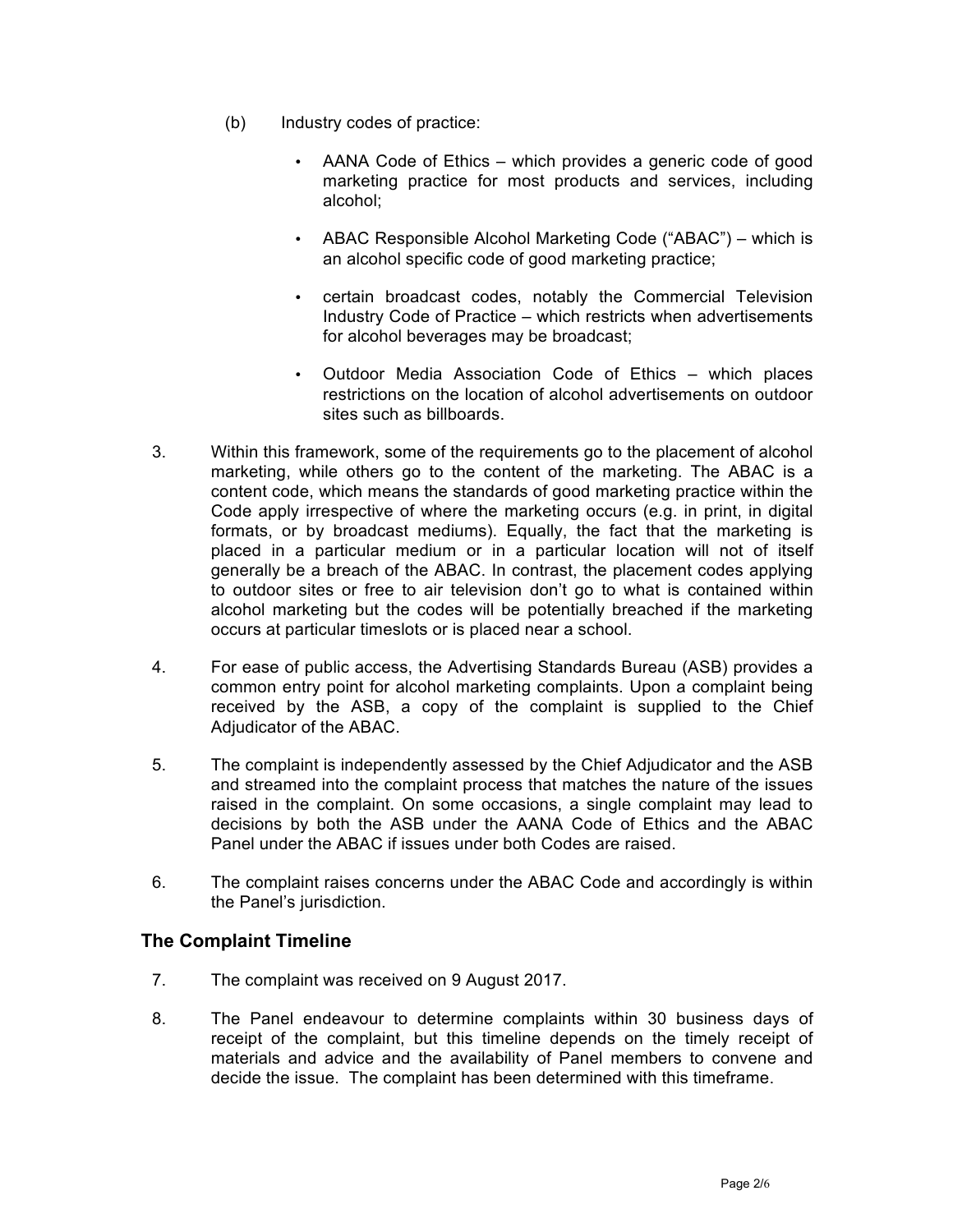(b) Industry codes of practice:

- AANA Code of Ethics – which provides a generic code of good marketing practice for most products and services, including alcohol;
- ABAC Responsible Alcohol Marketing Code ("ABAC") – which is an alcohol specific code of good marketing practice;
- certain broadcast codes, notably the Commercial Television Industry Code of Practice – which restricts when advertisements for alcohol beverages may be broadcast;
- Outdoor Media Association Code of Ethics – which places restrictions on the location of alcohol advertisements on outdoor sites such as billboards.

3. Within this framework, some of the requirements go to the placement of alcohol marketing, while others go to the content of the marketing. The ABAC is a content code, which means the standards of good marketing practice within the Code apply irrespective of where the marketing occurs (e.g. in print, in digital formats, or by broadcast mediums). Equally, the fact that the marketing is placed in a particular medium or in a particular location will not of itself generally be a breach of the ABAC. In contrast, the placement codes applying to outdoor sites or free to air television don't go to what is contained within alcohol marketing but the codes will be potentially breached if the marketing occurs at particular timeslots or is placed near a school.

4. For ease of public access, the Advertising Standards Bureau (ASB) provides a common entry point for alcohol marketing complaints. Upon a complaint being received by the ASB, a copy of the complaint is supplied to the Chief Adjudicator of the ABAC.

5. The complaint is independently assessed by the Chief Adjudicator and the ASB and streamed into the complaint process that matches the nature of the issues raised in the complaint. On some occasions, a single complaint may lead to decisions by both the ASB under the AANA Code of Ethics and the ABAC Panel under the ABAC if issues under both Codes are raised.

6. The complaint raises concerns under the ABAC Code and accordingly is within the Panel's jurisdiction.

## The Complaint Timeline

7. The complaint was received on 9 August 2017.

8. The Panel endeavour to determine complaints within 30 business days of receipt of the complaint, but this timeline depends on the timely receipt of materials and advice and the availability of Panel members to convene and decide the issue. The complaint has been determined with this timeframe.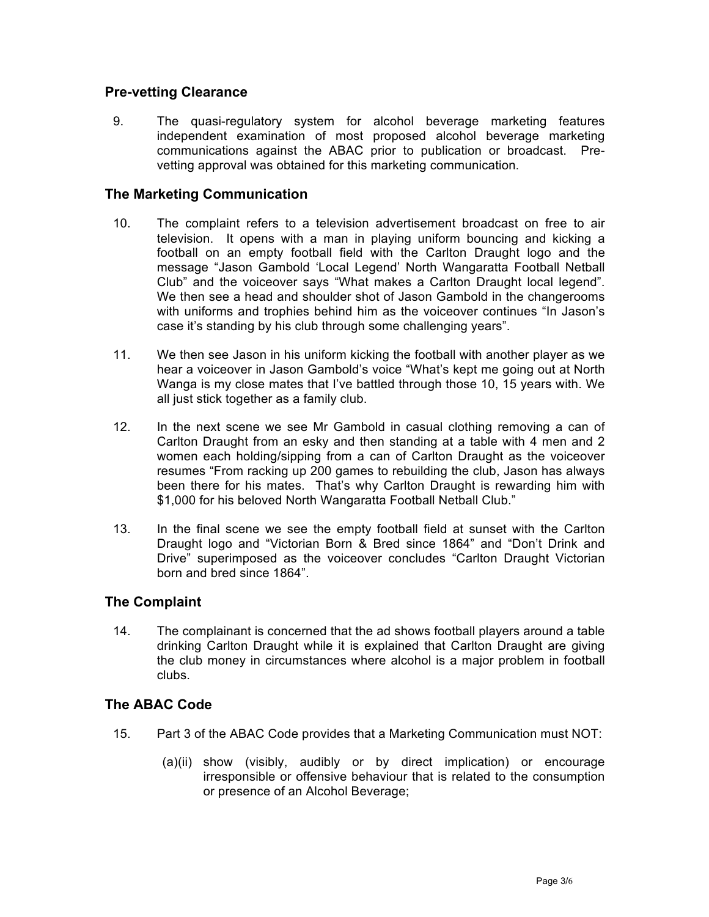## Pre-vetting Clearance

9. The quasi-regulatory system for alcohol beverage marketing features independent examination of most proposed alcohol beverage marketing communications against the ABAC prior to publication or broadcast. Pre-vetting approval was obtained for this marketing communication.

## The Marketing Communication

10. The complaint refers to a television advertisement broadcast on free to air television. It opens with a man in playing uniform bouncing and kicking a football on an empty football field with the Carlton Draught logo and the message "Jason Gambold 'Local Legend' North Wangaratta Football Netball Club" and the voiceover says "What makes a Carlton Draught local legend". We then see a head and shoulder shot of Jason Gambold in the changerooms with uniforms and trophies behind him as the voiceover continues "In Jason's case it's standing by his club through some challenging years".

11. We then see Jason in his uniform kicking the football with another player as we hear a voiceover in Jason Gambold's voice "What's kept me going out at North Wanga is my close mates that I've battled through those 10, 15 years with. We all just stick together as a family club.

12. In the next scene we see Mr Gambold in casual clothing removing a can of Carlton Draught from an esky and then standing at a table with 4 men and 2 women each holding/sipping from a can of Carlton Draught as the voiceover resumes "From racking up 200 games to rebuilding the club, Jason has always been there for his mates. That's why Carlton Draught is rewarding him with $1,000 for his beloved North Wangaratta Football Netball Club."

13. In the final scene we see the empty football field at sunset with the Carlton Draught logo and "Victorian Born & Bred since 1864" and "Don't Drink and Drive" superimposed as the voiceover concludes "Carlton Draught Victorian born and bred since 1864".

## The Complaint

14. The complainant is concerned that the ad shows football players around a table drinking Carlton Draught while it is explained that Carlton Draught are giving the club money in circumstances where alcohol is a major problem in football clubs.

## The ABAC Code

15. Part 3 of the ABAC Code provides that a Marketing Communication must NOT:

    (a)(ii) show (visibly, audibly or by direct implication) or encourage irresponsible or offensive behaviour that is related to the consumption or presence of an Alcohol Beverage;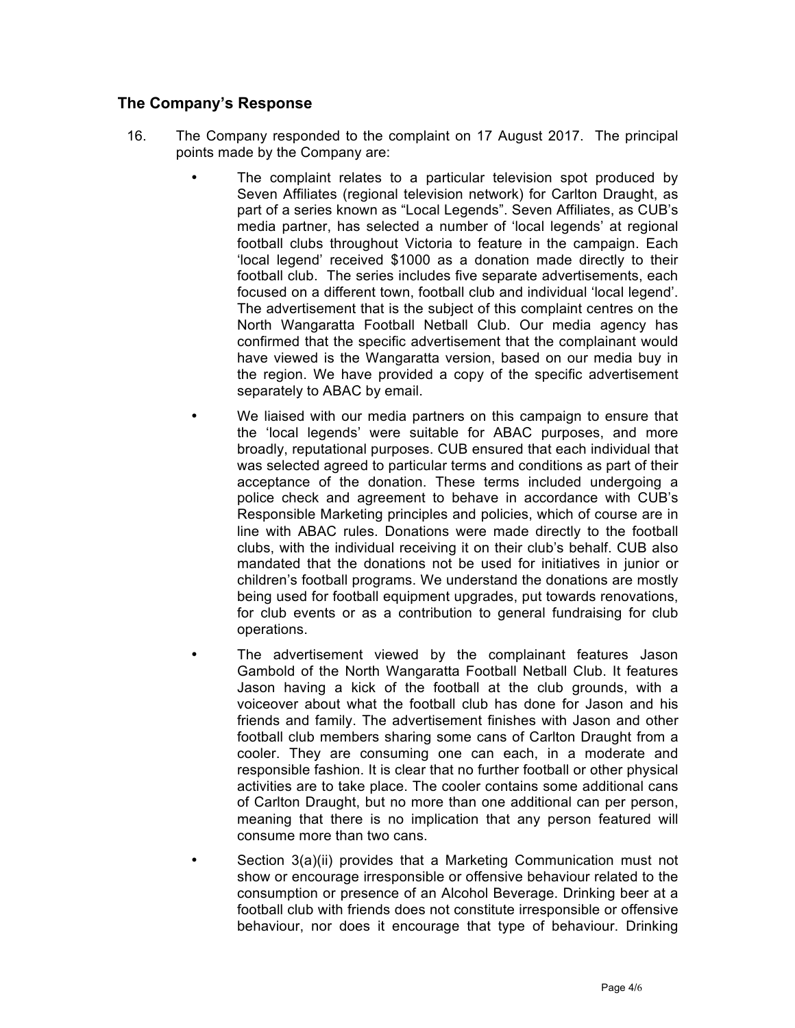## The Company's Response

16. The Company responded to the complaint on 17 August 2017. The principal points made by the Company are:

    - The complaint relates to a particular television spot produced by Seven Affiliates (regional television network) for Carlton Draught, as part of a series known as "Local Legends". Seven Affiliates, as CUB's media partner, has selected a number of 'local legends' at regional football clubs throughout Victoria to feature in the campaign. Each 'local legend' received $1000 as a donation made directly to their football club. The series includes five separate advertisements, each focused on a different town, football club and individual 'local legend'. The advertisement that is the subject of this complaint centres on the North Wangaratta Football Netball Club. Our media agency has confirmed that the specific advertisement that the complainant would have viewed is the Wangaratta version, based on our media buy in the region. We have provided a copy of the specific advertisement separately to ABAC by email.
    - We liaised with our media partners on this campaign to ensure that the 'local legends' were suitable for ABAC purposes, and more broadly, reputational purposes. CUB ensured that each individual that was selected agreed to particular terms and conditions as part of their acceptance of the donation. These terms included undergoing a police check and agreement to behave in accordance with CUB's Responsible Marketing principles and policies, which of course are in line with ABAC rules. Donations were made directly to the football clubs, with the individual receiving it on their club's behalf. CUB also mandated that the donations not be used for initiatives in junior or children's football programs. We understand the donations are mostly being used for football equipment upgrades, put towards renovations, for club events or as a contribution to general fundraising for club operations.
    - The advertisement viewed by the complainant features Jason Gambold of the North Wangaratta Football Netball Club. It features Jason having a kick of the football at the club grounds, with a voiceover about what the football club has done for Jason and his friends and family. The advertisement finishes with Jason and other football club members sharing some cans of Carlton Draught from a cooler. They are consuming one can each, in a moderate and responsible fashion. It is clear that no further football or other physical activities are to take place. The cooler contains some additional cans of Carlton Draught, but no more than one additional can per person, meaning that there is no implication that any person featured will consume more than two cans.
    - Section 3(a)(ii) provides that a Marketing Communication must not show or encourage irresponsible or offensive behaviour related to the consumption or presence of an Alcohol Beverage. Drinking beer at a football club with friends does not constitute irresponsible or offensive behaviour, nor does it encourage that type of behaviour. Drinking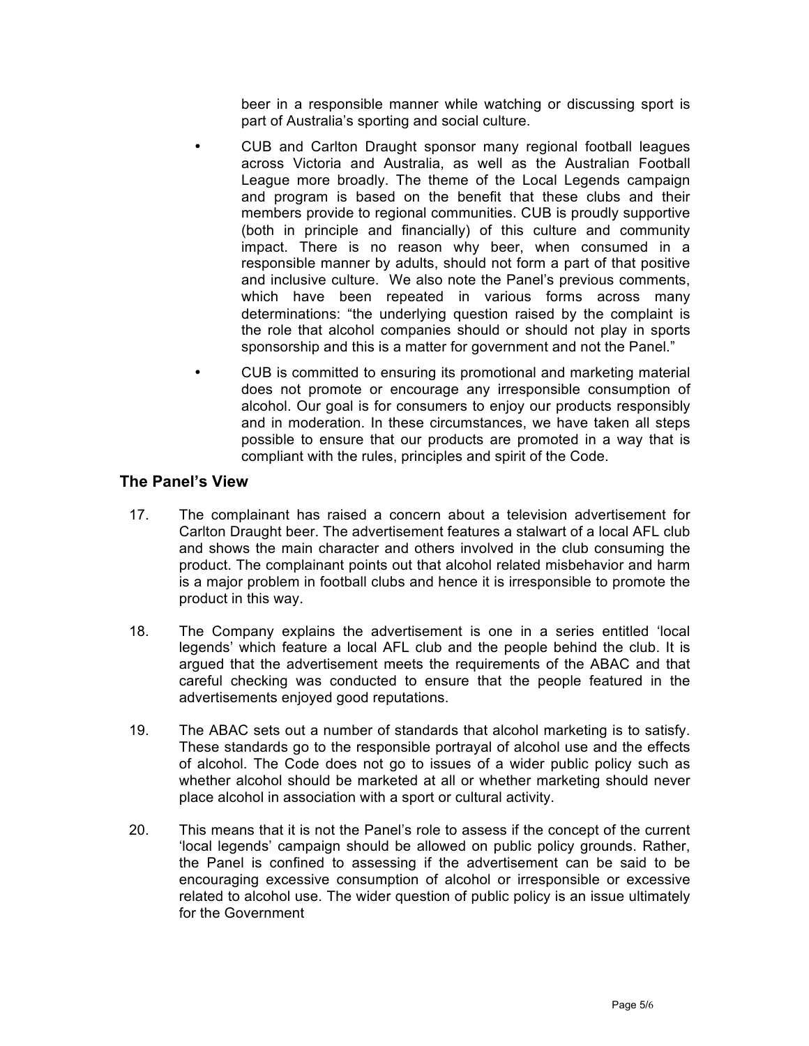beer in a responsible manner while watching or discussing sport is part of Australia's sporting and social culture.

- CUB and Carlton Draught sponsor many regional football leagues across Victoria and Australia, as well as the Australian Football League more broadly. The theme of the Local Legends campaign and program is based on the benefit that these clubs and their members provide to regional communities. CUB is proudly supportive (both in principle and financially) of this culture and community impact. There is no reason why beer, when consumed in a responsible manner by adults, should not form a part of that positive and inclusive culture. We also note the Panel's previous comments, which have been repeated in various forms across many determinations: "the underlying question raised by the complaint is the role that alcohol companies should or should not play in sports sponsorship and this is a matter for government and not the Panel."
- CUB is committed to ensuring its promotional and marketing material does not promote or encourage any irresponsible consumption of alcohol. Our goal is for consumers to enjoy our products responsibly and in moderation. In these circumstances, we have taken all steps possible to ensure that our products are promoted in a way that is compliant with the rules, principles and spirit of the Code.

## The Panel's View

17. The complainant has raised a concern about a television advertisement for Carlton Draught beer. The advertisement features a stalwart of a local AFL club and shows the main character and others involved in the club consuming the product. The complainant points out that alcohol related misbehavior and harm is a major problem in football clubs and hence it is irresponsible to promote the product in this way.

18. The Company explains the advertisement is one in a series entitled 'local legends' which feature a local AFL club and the people behind the club. It is argued that the advertisement meets the requirements of the ABAC and that careful checking was conducted to ensure that the people featured in the advertisements enjoyed good reputations.

19. The ABAC sets out a number of standards that alcohol marketing is to satisfy. These standards go to the responsible portrayal of alcohol use and the effects of alcohol. The Code does not go to issues of a wider public policy such as whether alcohol should be marketed at all or whether marketing should never place alcohol in association with a sport or cultural activity.

20. This means that it is not the Panel's role to assess if the concept of the current 'local legends' campaign should be allowed on public policy grounds. Rather, the Panel is confined to assessing if the advertisement can be said to be encouraging excessive consumption of alcohol or irresponsible or excessive related to alcohol use. The wider question of public policy is an issue ultimately for the Government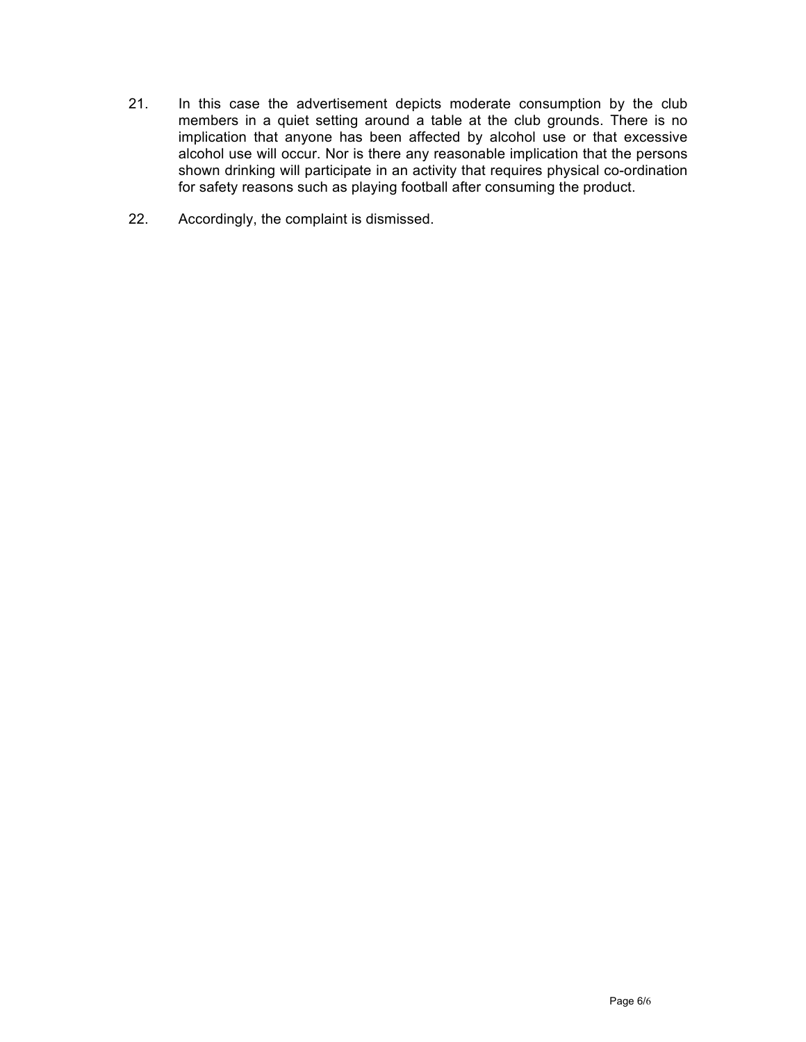21. In this case the advertisement depicts moderate consumption by the club members in a quiet setting around a table at the club grounds. There is no implication that anyone has been affected by alcohol use or that excessive alcohol use will occur. Nor is there any reasonable implication that the persons shown drinking will participate in an activity that requires physical co-ordination for safety reasons such as playing football after consuming the product.

22. Accordingly, the complaint is dismissed.